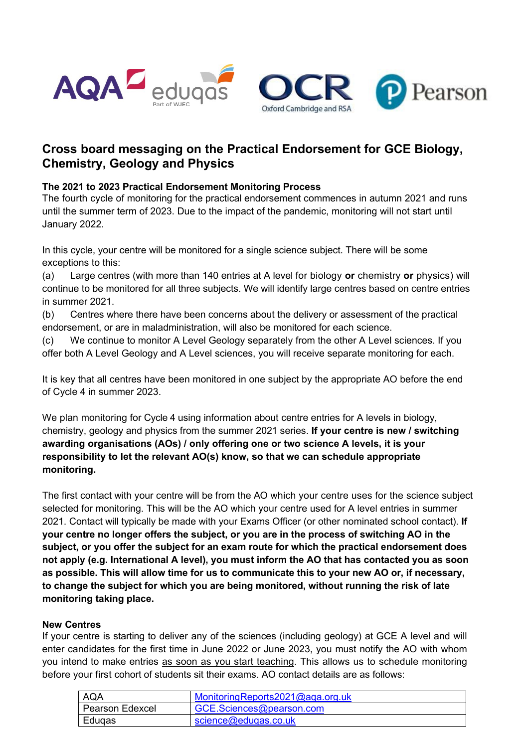# Cross board messaging on the Practical Endorsement for GCE Biology, Chemistry, Geology and Physics

### The 2021 to 2023 Practical Endorsement Monitoring Process

The fourth cycle of monitoring for the practical endorsement commences in autumn 2021 and runs until the summer term of 2023. Due to the impact of the pandemic, monitoring will not start until January 2022.

In this cycle, your centre will be monitored for a single science subject. There will be some exceptions to this:

(a) Large centres (with more than 140 entries at A level for biology **or** chemistry **or** physics) will continue to be monitored for all three subjects. We will identify large centres based on centre entries in summer 2021.

(b) Centres where there have been concerns about the delivery or assessment of the practical endorsement, or are in maladministration, will also be monitored for each science.

(c) We continue to monitor A Level Geology separately from the other A Level sciences. If you offer both A Level Geology and A Level sciences, you will receive separate monitoring for each.

It is key that all centres have been monitored in one subject by the appropriate AO before the end of Cycle 4 in summer 2023.

We plan monitoring for Cycle 4 using information about centre entries for A levels in biology, chemistry, geology and physics from the summer 2021 series. **If your centre is new / switching awarding organisations (AOs) / only offering one or two science A levels, it is your responsibility to let the relevant AO(s) know, so that we can schedule appropriate monitoring.**

The first contact with your centre will be from the AO which your centre uses for the science subject selected for monitoring. This will be the AO which your centre used for A level entries in summer 2021. Contact will typically be made with your Exams Officer (or other nominated school contact). **If your centre no longer offers the subject, or you are in the process of switching AO in the subject, or you offer the subject for an exam route for which the practical endorsement does not apply (e.g. International A level), you must inform the AO that has contacted you as soon as possible. This will allow time for us to communicate this to your new AO or, if necessary, to change the subject for which you are being monitored, without running the risk of late monitoring taking place.**

### New Centres

If your centre is starting to deliver any of the sciences (including geology) at GCE A level and will enter candidates for the first time in June 2022 or June 2023, you must notify the AO with whom you intend to make entries as soon as you start teaching. This allows us to schedule monitoring before your first cohort of students sit their exams. AO contact details are as follows:

| AO | Contact |
|---|---|
| AQA | MonitoringReports2021@aqa.org.uk |
| Pearson Edexcel | GCE.Sciences@pearson.com |
| Eduqas | science@eduqas.co.uk |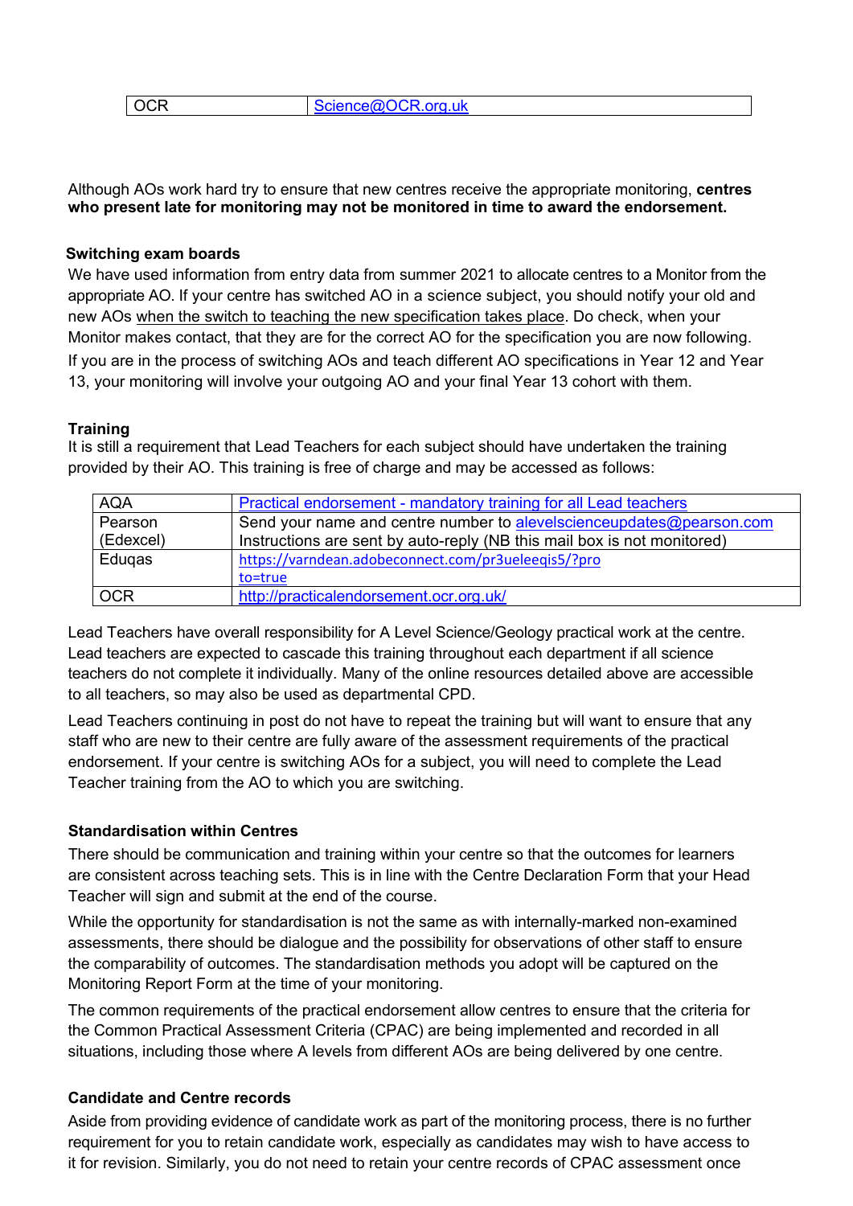| OCR | Science@OCR.org.uk |
|---|---|

Although AOs work hard try to ensure that new centres receive the appropriate monitoring, **centres who present late for monitoring may not be monitored in time to award the endorsement.**

**Switching exam boards**

We have used information from entry data from summer 2021 to allocate centres to a Monitor from the appropriate AO. If your centre has switched AO in a science subject, you should notify your old and new AOs when the switch to teaching the new specification takes place. Do check, when your Monitor makes contact, that they are for the correct AO for the specification you are now following.

If you are in the process of switching AOs and teach different AO specifications in Year 12 and Year 13, your monitoring will involve your outgoing AO and your final Year 13 cohort with them.

**Training**

It is still a requirement that Lead Teachers for each subject should have undertaken the training provided by their AO. This training is free of charge and may be accessed as follows:

| AQA | Practical endorsement - mandatory training for all Lead teachers |
|---|---|
| Pearson (Edexcel) | Send your name and centre number to alevelscienceupdates@pearson.com Instructions are sent by auto-reply (NB this mail box is not monitored) |
| Eduqas | https://varndean.adobeconnect.com/pr3ueleeqis5/?proto=true |
| OCR | http://practicalendorsement.ocr.org.uk/ |

Lead Teachers have overall responsibility for A Level Science/Geology practical work at the centre. Lead teachers are expected to cascade this training throughout each department if all science teachers do not complete it individually. Many of the online resources detailed above are accessible to all teachers, so may also be used as departmental CPD.

Lead Teachers continuing in post do not have to repeat the training but will want to ensure that any staff who are new to their centre are fully aware of the assessment requirements of the practical endorsement. If your centre is switching AOs for a subject, you will need to complete the Lead Teacher training from the AO to which you are switching.

**Standardisation within Centres**

There should be communication and training within your centre so that the outcomes for learners are consistent across teaching sets. This is in line with the Centre Declaration Form that your Head Teacher will sign and submit at the end of the course.

While the opportunity for standardisation is not the same as with internally-marked non-examined assessments, there should be dialogue and the possibility for observations of other staff to ensure the comparability of outcomes. The standardisation methods you adopt will be captured on the Monitoring Report Form at the time of your monitoring.

The common requirements of the practical endorsement allow centres to ensure that the criteria for the Common Practical Assessment Criteria (CPAC) are being implemented and recorded in all situations, including those where A levels from different AOs are being delivered by one centre.

**Candidate and Centre records**

Aside from providing evidence of candidate work as part of the monitoring process, there is no further requirement for you to retain candidate work, especially as candidates may wish to have access to it for revision. Similarly, you do not need to retain your centre records of CPAC assessment once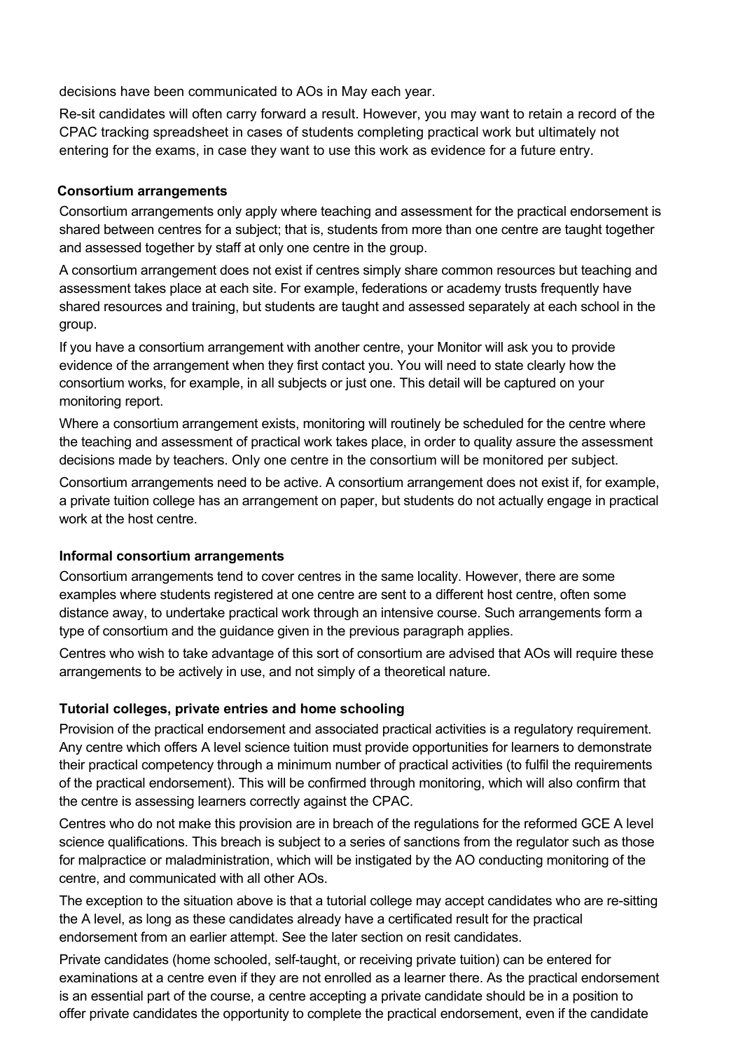decisions have been communicated to AOs in May each year.

Re-sit candidates will often carry forward a result. However, you may want to retain a record of the CPAC tracking spreadsheet in cases of students completing practical work but ultimately not entering for the exams, in case they want to use this work as evidence for a future entry.

### Consortium arrangements

Consortium arrangements only apply where teaching and assessment for the practical endorsement is shared between centres for a subject; that is, students from more than one centre are taught together and assessed together by staff at only one centre in the group.

A consortium arrangement does not exist if centres simply share common resources but teaching and assessment takes place at each site. For example, federations or academy trusts frequently have shared resources and training, but students are taught and assessed separately at each school in the group.

If you have a consortium arrangement with another centre, your Monitor will ask you to provide evidence of the arrangement when they first contact you. You will need to state clearly how the consortium works, for example, in all subjects or just one. This detail will be captured on your monitoring report.

Where a consortium arrangement exists, monitoring will routinely be scheduled for the centre where the teaching and assessment of practical work takes place, in order to quality assure the assessment decisions made by teachers. Only one centre in the consortium will be monitored per subject.

Consortium arrangements need to be active. A consortium arrangement does not exist if, for example, a private tuition college has an arrangement on paper, but students do not actually engage in practical work at the host centre.

### Informal consortium arrangements

Consortium arrangements tend to cover centres in the same locality. However, there are some examples where students registered at one centre are sent to a different host centre, often some distance away, to undertake practical work through an intensive course. Such arrangements form a type of consortium and the guidance given in the previous paragraph applies.

Centres who wish to take advantage of this sort of consortium are advised that AOs will require these arrangements to be actively in use, and not simply of a theoretical nature.

### Tutorial colleges, private entries and home schooling

Provision of the practical endorsement and associated practical activities is a regulatory requirement. Any centre which offers A level science tuition must provide opportunities for learners to demonstrate their practical competency through a minimum number of practical activities (to fulfil the requirements of the practical endorsement). This will be confirmed through monitoring, which will also confirm that the centre is assessing learners correctly against the CPAC.

Centres who do not make this provision are in breach of the regulations for the reformed GCE A level science qualifications. This breach is subject to a series of sanctions from the regulator such as those for malpractice or maladministration, which will be instigated by the AO conducting monitoring of the centre, and communicated with all other AOs.

The exception to the situation above is that a tutorial college may accept candidates who are re-sitting the A level, as long as these candidates already have a certificated result for the practical endorsement from an earlier attempt. See the later section on resit candidates.

Private candidates (home schooled, self-taught, or receiving private tuition) can be entered for examinations at a centre even if they are not enrolled as a learner there. As the practical endorsement is an essential part of the course, a centre accepting a private candidate should be in a position to offer private candidates the opportunity to complete the practical endorsement, even if the candidate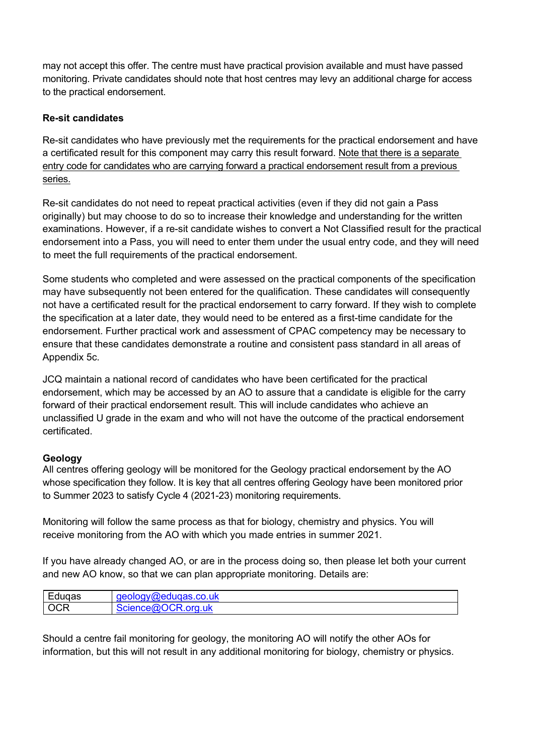may not accept this offer. The centre must have practical provision available and must have passed monitoring. Private candidates should note that host centres may levy an additional charge for access to the practical endorsement.

**Re-sit candidates**

Re-sit candidates who have previously met the requirements for the practical endorsement and have a certificated result for this component may carry this result forward. Note that there is a separate entry code for candidates who are carrying forward a practical endorsement result from a previous series.

Re-sit candidates do not need to repeat practical activities (even if they did not gain a Pass originally) but may choose to do so to increase their knowledge and understanding for the written examinations. However, if a re-sit candidate wishes to convert a Not Classified result for the practical endorsement into a Pass, you will need to enter them under the usual entry code, and they will need to meet the full requirements of the practical endorsement.

Some students who completed and were assessed on the practical components of the specification may have subsequently not been entered for the qualification. These candidates will consequently not have a certificated result for the practical endorsement to carry forward. If they wish to complete the specification at a later date, they would need to be entered as a first-time candidate for the endorsement. Further practical work and assessment of CPAC competency may be necessary to ensure that these candidates demonstrate a routine and consistent pass standard in all areas of Appendix 5c.

JCQ maintain a national record of candidates who have been certificated for the practical endorsement, which may be accessed by an AO to assure that a candidate is eligible for the carry forward of their practical endorsement result. This will include candidates who achieve an unclassified U grade in the exam and who will not have the outcome of the practical endorsement certificated.

**Geology**

All centres offering geology will be monitored for the Geology practical endorsement by the AO whose specification they follow. It is key that all centres offering Geology have been monitored prior to Summer 2023 to satisfy Cycle 4 (2021-23) monitoring requirements.

Monitoring will follow the same process as that for biology, chemistry and physics. You will receive monitoring from the AO with which you made entries in summer 2021.

If you have already changed AO, or are in the process doing so, then please let both your current and new AO know, so that we can plan appropriate monitoring. Details are:

| | |
|---|---|
| Eduqas | geology@eduqas.co.uk |
| OCR | Science@OCR.org.uk |

Should a centre fail monitoring for geology, the monitoring AO will notify the other AOs for information, but this will not result in any additional monitoring for biology, chemistry or physics.